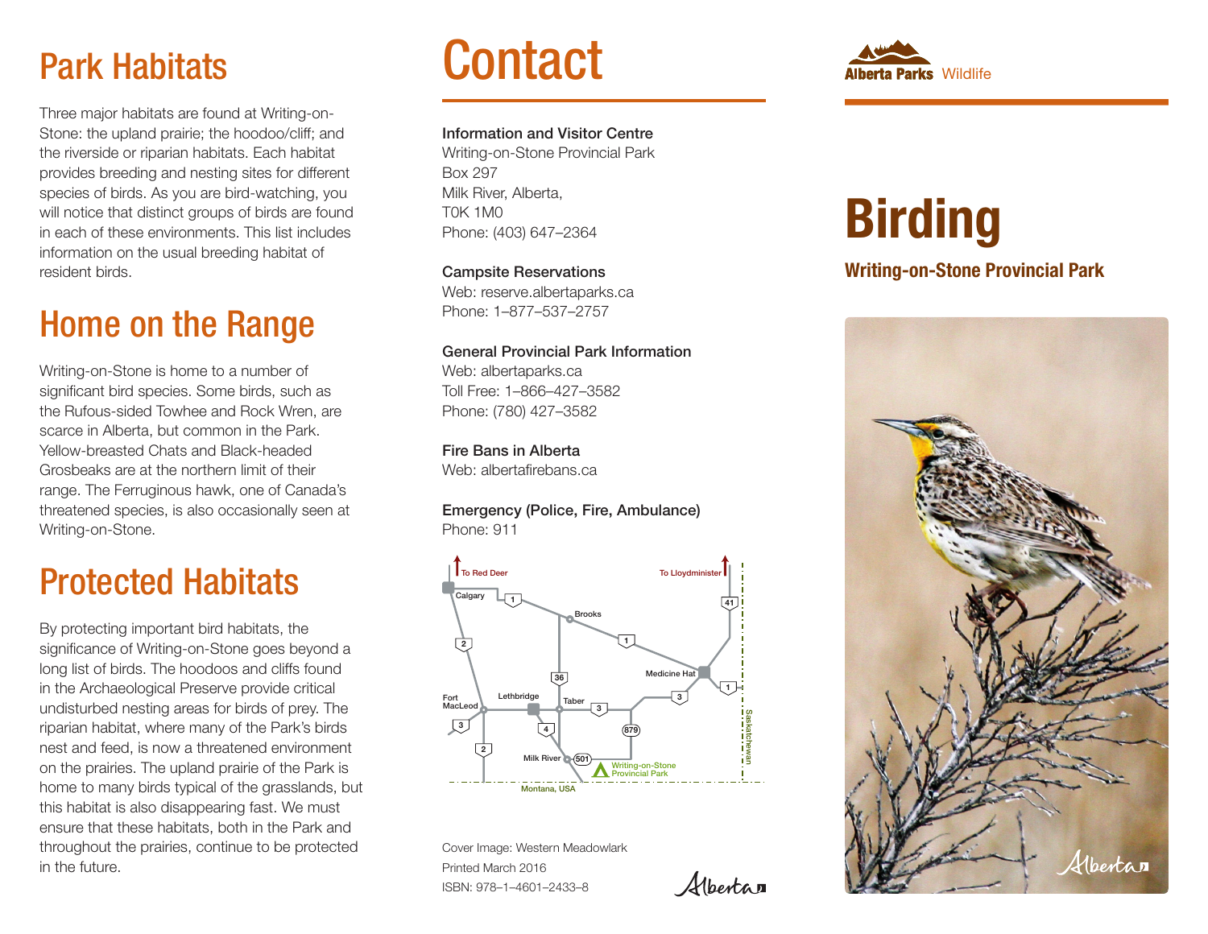## Park Habitats

Three major habitats are found at Writing-on-Stone: the upland prairie; the hoodoo/cliff; and the riverside or riparian habitats. Each habitat provides breeding and nesting sites for different species of birds. As you are bird-watching, you will notice that distinct groups of birds are found in each of these environments. This list includes information on the usual breeding habitat of resident birds.

## Home on the Range

Writing-on-Stone is home to a number of significant bird species. Some birds, such as the Rufous-sided Towhee and Rock Wren, are scarce in Alberta, but common in the Park. Yellow-breasted Chats and Black-headed Grosbeaks are at the northern limit of their range. The Ferruginous hawk, one of Canada's threatened species, is also occasionally seen at Writing-on-Stone.

## Protected Habitats

By protecting important bird habitats, the significance of Writing-on-Stone goes beyond a long list of birds. The hoodoos and cliffs found in the Archaeological Preserve provide critical undisturbed nesting areas for birds of prey. The riparian habitat, where many of the Park's birds nest and feed, is now a threatened environment on the prairies. The upland prairie of the Park is home to many birds typical of the grasslands, but this habitat is also disappearing fast. We must ensure that these habitats, both in the Park and throughout the prairies, continue to be protected in the future.

# Contact

**Information and Visitor Centre**
Writing-on-Stone Provincial Park
Box 297
Milk River, Alberta,
T0K 1M0
Phone: (403) 647–2364

**Campsite Reservations**
Web: reserve.albertaparks.ca
Phone: 1–877–537–2757

**General Provincial Park Information**
Web: albertaparks.ca
Toll Free: 1–866–427–3582
Phone: (780) 427–3582

**Fire Bans in Alberta**
Web: albertafirebans.ca

**Emergency (Police, Fire, Ambulance)**
Phone: 911

Cover Image: Western Meadowlark
Printed March 2016
ISBN: 978–1–4601–2433–8

Alberta Parks Wildlife

# Birding

**Writing-on-Stone Provincial Park**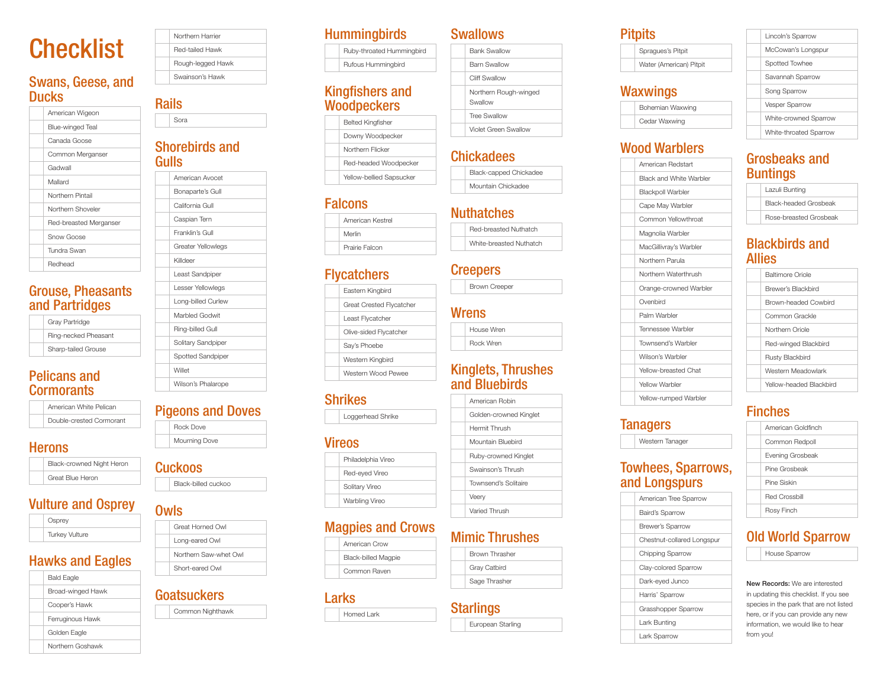# Checklist

## Swans, Geese, and Ducks

| | |
|---|---|
| | American Wigeon |
| | Blue-winged Teal |
| | Canada Goose |
| | Common Merganser |
| | Gadwall |
| | Mallard |
| | Northern Pintail |
| | Northern Shoveler |
| | Red-breasted Merganser |
| | Snow Goose |
| | Tundra Swan |
| | Redhead |

## Grouse, Pheasants and Partridges

| | |
|---|---|
| | Gray Partridge |
| | Ring-necked Pheasant |
| | Sharp-tailed Grouse |

## Pelicans and Cormorants

| | |
|---|---|
| | American White Pelican |
| | Double-crested Cormorant |

## Herons

| | |
|---|---|
| | Black-crowned Night Heron |
| | Great Blue Heron |

## Vulture and Osprey

| | |
|---|---|
| | Osprey |
| | Turkey Vulture |

## Hawks and Eagles

| | |
|---|---|
| | Bald Eagle |
| | Broad-winged Hawk |
| | Cooper's Hawk |
| | Ferruginous Hawk |
| | Golden Eagle |
| | Northern Goshawk |
| | Northern Harrier |
| | Red-tailed Hawk |
| | Rough-legged Hawk |
| | Swainson's Hawk |

## Rails

| | |
|---|---|
| | Sora |

## Shorebirds and Gulls

| | |
|---|---|
| | American Avocet |
| | Bonaparte's Gull |
| | California Gull |
| | Caspian Tern |
| | Franklin's Gull |
| | Greater Yellowlegs |
| | Killdeer |
| | Least Sandpiper |
| | Lesser Yellowlegs |
| | Long-billed Curlew |
| | Marbled Godwit |
| | Ring-billed Gull |
| | Solitary Sandpiper |
| | Spotted Sandpiper |
| | Willet |
| | Wilson's Phalarope |

## Pigeons and Doves

| | |
|---|---|
| | Rock Dove |
| | Mourning Dove |

## Cuckoos

| | |
|---|---|
| | Black-billed cuckoo |

## Owls

| | |
|---|---|
| | Great Horned Owl |
| | Long-eared Owl |
| | Northern Saw-whet Owl |
| | Short-eared Owl |

## Goatsuckers

| | |
|---|---|
| | Common Nighthawk |

## Hummingbirds

| | |
|---|---|
| | Ruby-throated Hummingbird |
| | Rufous Hummingbird |

## Kingfishers and Woodpeckers

| | |
|---|---|
| | Belted Kingfisher |
| | Downy Woodpecker |
| | Northern Flicker |
| | Red-headed Woodpecker |
| | Yellow-bellied Sapsucker |

## Falcons

| | |
|---|---|
| | American Kestrel |
| | Merlin |
| | Prairie Falcon |

## Flycatchers

| | |
|---|---|
| | Eastern Kingbird |
| | Great Crested Flycatcher |
| | Least Flycatcher |
| | Olive-sided Flycatcher |
| | Say's Phoebe |
| | Western Kingbird |
| | Western Wood Pewee |

## Shrikes

| | |
|---|---|
| | Loggerhead Shrike |

## Vireos

| | |
|---|---|
| | Philadelphia Vireo |
| | Red-eyed Vireo |
| | Solitary Vireo |
| | Warbling Vireo |

## Magpies and Crows

| | |
|---|---|
| | American Crow |
| | Black-billed Magpie |
| | Common Raven |

## Larks

| | |
|---|---|
| | Horned Lark |

## Swallows

| | |
|---|---|
| | Bank Swallow |
| | Barn Swallow |
| | Cliff Swallow |
| | Northern Rough-winged Swallow |
| | Tree Swallow |
| | Violet Green Swallow |

## Chickadees

| | |
|---|---|
| | Black-capped Chickadee |
| | Mountain Chickadee |

## Nuthatches

| | |
|---|---|
| | Red-breasted Nuthatch |
| | White-breasted Nuthatch |

## Creepers

| | |
|---|---|
| | Brown Creeper |

## Wrens

| | |
|---|---|
| | House Wren |
| | Rock Wren |

## Kinglets, Thrushes and Bluebirds

| | |
|---|---|
| | American Robin |
| | Golden-crowned Kinglet |
| | Hermit Thrush |
| | Mountain Bluebird |
| | Ruby-crowned Kinglet |
| | Swainson's Thrush |
| | Townsend's Solitaire |
| | Veery |
| | Varied Thrush |

## Mimic Thrushes

| | |
|---|---|
| | Brown Thrasher |
| | Gray Catbird |
| | Sage Thrasher |

## Starlings

| | |
|---|---|
| | European Starling |

## Pitpits

| | |
|---|---|
| | Spragues's Pitpit |
| | Water (American) Pitpit |

## Waxwings

| | |
|---|---|
| | Bohemian Waxwing |
| | Cedar Waxwing |

## Wood Warblers

| | |
|---|---|
| | American Redstart |
| | Black and White Warbler |
| | Blackpoll Warbler |
| | Cape May Warbler |
| | Common Yellowthroat |
| | Magnolia Warbler |
| | MacGillivray's Warbler |
| | Northern Parula |
| | Northern Waterthrush |
| | Orange-crowned Warbler |
| | Ovenbird |
| | Palm Warbler |
| | Tennessee Warbler |
| | Townsend's Warbler |
| | Wilson's Warbler |
| | Yellow-breasted Chat |
| | Yellow Warbler |
| | Yellow-rumped Warbler |

## Tanagers

| | |
|---|---|
| | Western Tanager |

## Towhees, Sparrows, and Longspurs

| | |
|---|---|
| | American Tree Sparrow |
| | Baird's Sparrow |
| | Brewer's Sparrow |
| | Chestnut-collared Longspur |
| | Chipping Sparrow |
| | Clay-colored Sparrow |
| | Dark-eyed Junco |
| | Harris' Sparrow |
| | Grasshopper Sparrow |
| | Lark Bunting |
| | Lark Sparrow |
| | Lincoln's Sparrow |
| | McCowan's Longspur |
| | Spotted Towhee |
| | Savannah Sparrow |
| | Song Sparrow |
| | Vesper Sparrow |
| | White-crowned Sparrow |
| | White-throated Sparrow |

## Grosbeaks and Buntings

| | |
|---|---|
| | Lazuli Bunting |
| | Black-headed Grosbeak |
| | Rose-breasted Grosbeak |

## Blackbirds and Allies

| | |
|---|---|
| | Baltimore Oriole |
| | Brewer's Blackbird |
| | Brown-headed Cowbird |
| | Common Grackle |
| | Northern Oriole |
| | Red-winged Blackbird |
| | Rusty Blackbird |
| | Western Meadowlark |
| | Yellow-headed Blackbird |

## Finches

| | |
|---|---|
| | American Goldfinch |
| | Common Redpoll |
| | Evening Grosbeak |
| | Pine Grosbeak |
| | Pine Siskin |
| | Red Crossbill |
| | Rosy Finch |

## Old World Sparrow

| | |
|---|---|
| | House Sparrow |

**New Records:** We are interested in updating this checklist. If you see species in the park that are not listed here, or if you can provide any new information, we would like to hear from you!